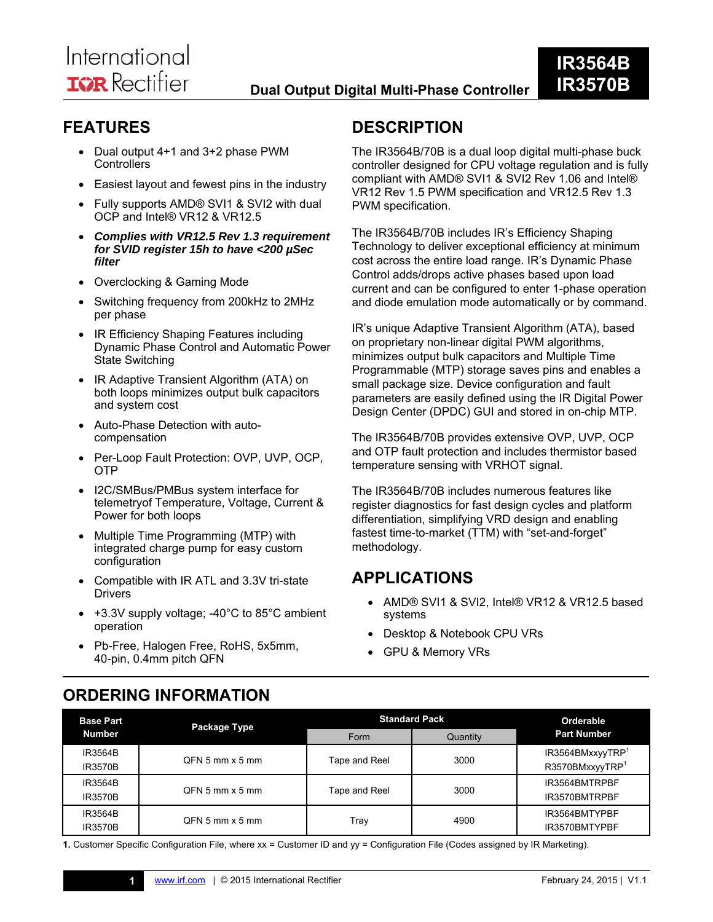# IR3564B IR3570B

## Dual Output Digital Multi-Phase Controller

## FEATURES

- Dual output 4+1 and 3+2 phase PWM Controllers
- Easiest layout and fewest pins in the industry
- Fully supports AMD® SVI1 & SVI2 with dual OCP and Intel® VR12 & VR12.5
- ***Complies with VR12.5 Rev 1.3 requirement for SVID register 15h to have <200 µSec filter***
- Overclocking & Gaming Mode
- Switching frequency from 200kHz to 2MHz per phase
- IR Efficiency Shaping Features including Dynamic Phase Control and Automatic Power State Switching
- IR Adaptive Transient Algorithm (ATA) on both loops minimizes output bulk capacitors and system cost
- Auto-Phase Detection with auto-compensation
- Per-Loop Fault Protection: OVP, UVP, OCP, OTP
- I2C/SMBus/PMBus system interface for telemetryof Temperature, Voltage, Current & Power for both loops
- Multiple Time Programming (MTP) with integrated charge pump for easy custom configuration
- Compatible with IR ATL and 3.3V tri-state Drivers
- +3.3V supply voltage; -40°C to 85°C ambient operation
- Pb-Free, Halogen Free, RoHS, 5x5mm, 40-pin, 0.4mm pitch QFN

## DESCRIPTION

The IR3564B/70B is a dual loop digital multi-phase buck controller designed for CPU voltage regulation and is fully compliant with AMD® SVI1 & SVI2 Rev 1.06 and Intel® VR12 Rev 1.5 PWM specification and VR12.5 Rev 1.3 PWM specification.

The IR3564B/70B includes IR's Efficiency Shaping Technology to deliver exceptional efficiency at minimum cost across the entire load range. IR's Dynamic Phase Control adds/drops active phases based upon load current and can be configured to enter 1-phase operation and diode emulation mode automatically or by command.

IR's unique Adaptive Transient Algorithm (ATA), based on proprietary non-linear digital PWM algorithms, minimizes output bulk capacitors and Multiple Time Programmable (MTP) storage saves pins and enables a small package size. Device configuration and fault parameters are easily defined using the IR Digital Power Design Center (DPDC) GUI and stored in on-chip MTP.

The IR3564B/70B provides extensive OVP, UVP, OCP and OTP fault protection and includes thermistor based temperature sensing with VRHOT signal.

The IR3564B/70B includes numerous features like register diagnostics for fast design cycles and platform differentiation, simplifying VRD design and enabling fastest time-to-market (TTM) with "set-and-forget" methodology.

## APPLICATIONS

- AMD® SVI1 & SVI2, Intel® VR12 & VR12.5 based systems
- Desktop & Notebook CPU VRs
- GPU & Memory VRs

## ORDERING INFORMATION

| Base Part Number | Package Type | Standard Pack | | Orderable Part Number |
|---|---|---|---|---|
| | | Form | Quantity | |
| IR3564B<br>IR3570B | QFN 5 mm x 5 mm | Tape and Reel | 3000 | IR3564BMxxyyTRP[1]<br>R3570BMxxyyTRP[1] |
| IR3564B<br>IR3570B | QFN 5 mm x 5 mm | Tape and Reel | 3000 | IR3564BMTRPBF<br>IR3570BMTRPBF |
| IR3564B<br>IR3570B | QFN 5 mm x 5 mm | Tray | 4900 | IR3564BMTYPBF<br>IR3570BMTYPBF |

**1.** Customer Specific Configuration File, where xx = Customer ID and yy = Configuration File (Codes assigned by IR Marketing).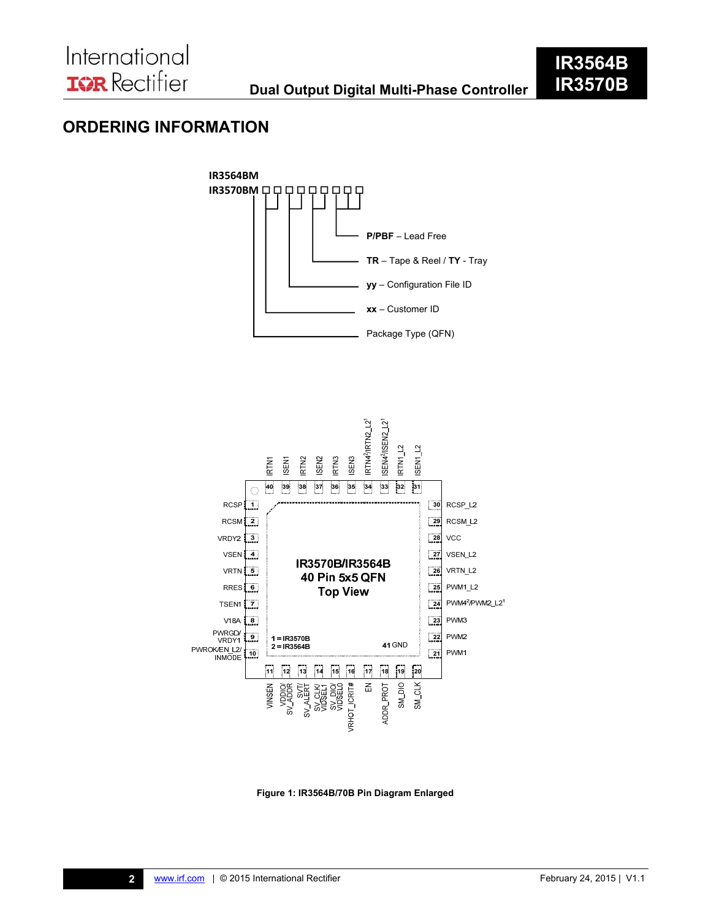## ORDERING INFORMATION

IR3564BM
IR3570BM □□□□□□□□□

- **P/PBF** – Lead Free
- **TR** – Tape & Reel / **TY** - Tray
- **yy** – Configuration File ID
- **xx** – Customer ID
- Package Type (QFN)

IR3570B/IR3564B
40 Pin 5x5 QFN
Top View

| Pin | Name | Pin | Name |
| --- | --- | --- | --- |
| 1 | RCSP | 30 | RCSP_L2 |
| 2 | RCSM | 29 | RCSM_L2 |
| 3 | VRDY2 | 28 | VCC |
| 4 | VSEN | 27 | VSEN_L2 |
| 5 | VRTN | 26 | VRTN_L2 |
| 6 | RRES | 25 | PWM1_L2 |
| 7 | TSEN1 | 24 | PWM4[2]/PWM2_L2[1] |
| 8 | V18A | 23 | PWM3 |
| 9 | PWRGD/VRDY1 | 22 | PWM2 |
| 10 | PWROK/EN_L2/INMODE | 21 | PWM1 |
| 11 | VINSEN | 40 | IRTN1 |
| 12 | VDDIO/SV_ADDR | 39 | ISEN1 |
| 13 | SVT/SV_ALERT | 38 | IRTN2 |
| 14 | SV_CLK/VIDSEL1 | 37 | ISEN2 |
| 15 | SV_DIO/VIDSEL0 | 36 | IRTN3 |
| 16 | VRHOT_ICRIT# | 35 | ISEN3 |
| 17 | EN | 34 | IRTN4[2]/IRTN2_L2[1] |
| 18 | ADDR_PROT | 33 | ISEN4[2]/ISEN2_L2[1] |
| 19 | SM_DIO | 32 | IRTN1_L2 |
| 20 | SM_CLK | 31 | ISEN1_L2 |
| 41 | GND | | |

1 = IR3570B
2 = IR3564B

Figure 1: IR3564B/70B Pin Diagram Enlarged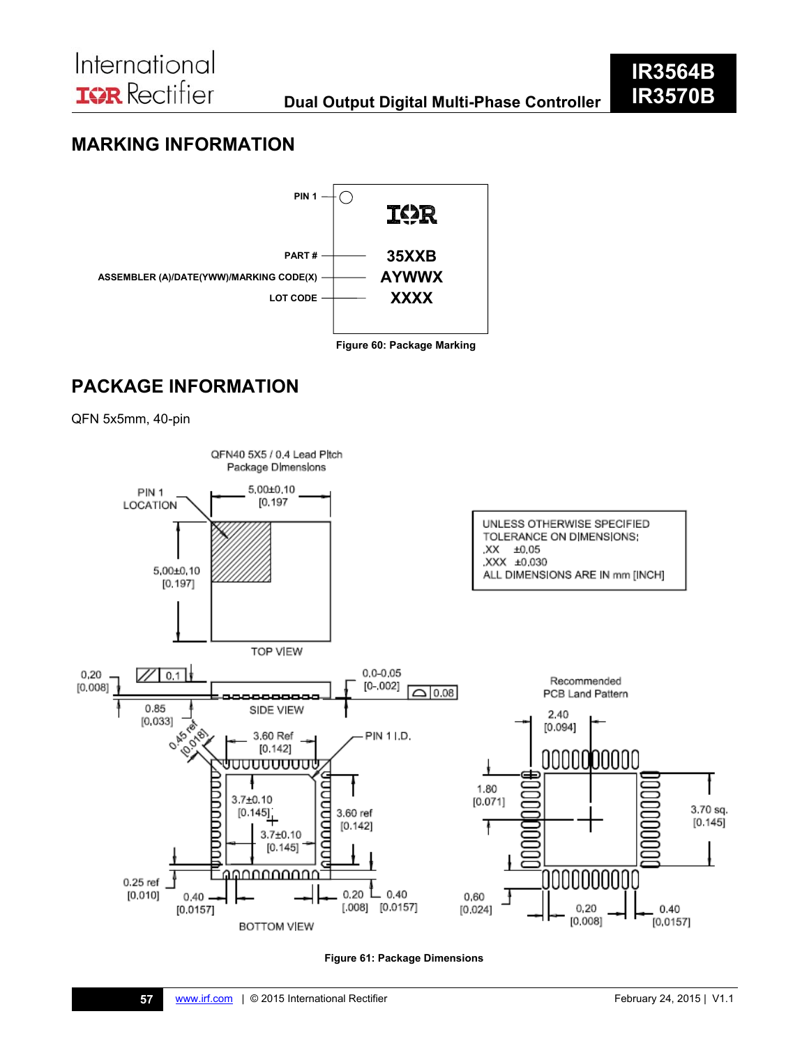## MARKING INFORMATION

PIN 1

PART #

ASSEMBLER (A)/DATE(YWW)/MARKING CODE(X)

LOT CODE

35XXB

AYWWX

XXXX

Figure 60: Package Marking

## PACKAGE INFORMATION

QFN 5x5mm, 40-pin

QFN40 5X5 / 0.4 Lead Pitch
Package Dimensions

PIN 1 LOCATION

5.00±0.10 [0.197]

TOP VIEW

UNLESS OTHERWISE SPECIFIED
TOLERANCE ON DIMENSIONS:
.XX ±0.05
.XXX ±0.030
ALL DIMENSIONS ARE IN mm [INCH]

0.20 [0.008]

0.1

0.0-0.05 [0-.002]

0.08

0.85 [0.033]

SIDE VIEW

0.45 ref [0.018]

3.60 Ref [0.142]

PIN 1 I.D.

3.7±0.10 [0.145]

3.60 ref [0.142]

0.25 ref [0.010]

0.40 [0.0157]

0.20 [.008]

0.40 [0.0157]

BOTTOM VIEW

Recommended
PCB Land Pattern

2.40 [0.094]

1.80 [0.071]

3.70 sq. [0.145]

0.60 [0.024]

0.20 [0.008]

0.40 [0.0157]

Figure 61: Package Dimensions